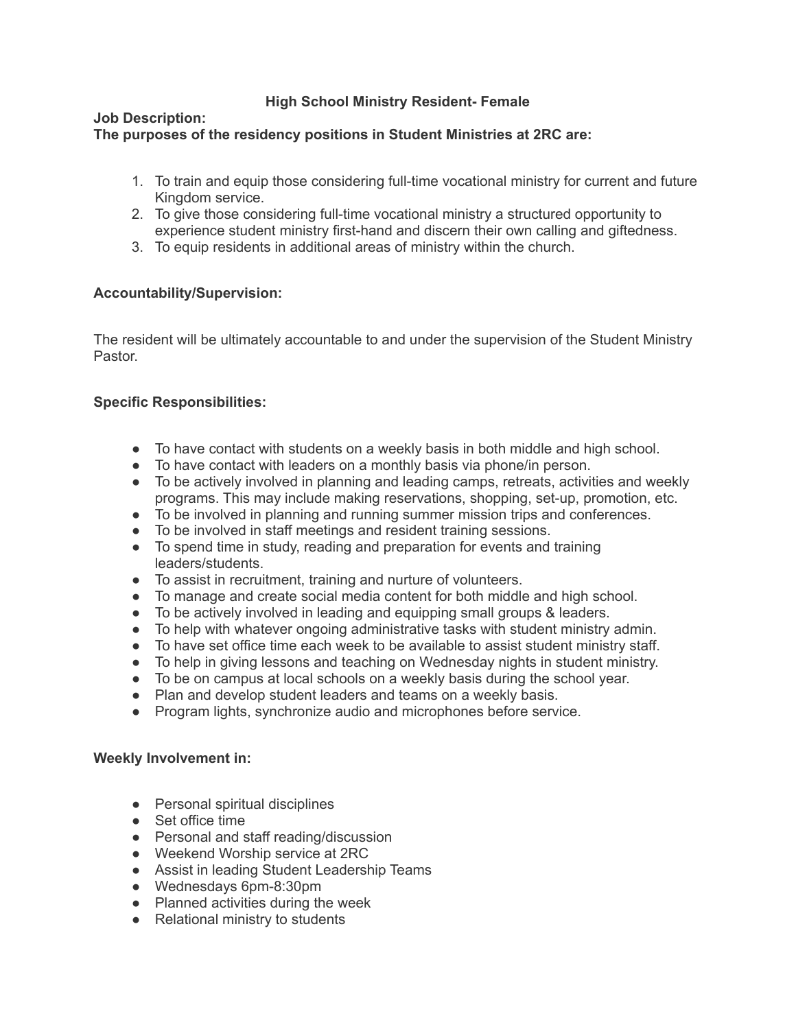# High School Ministry Resident- Female

**Job Description:**

**The purposes of the residency positions in Student Ministries at 2RC are:**

1. To train and equip those considering full-time vocational ministry for current and future Kingdom service.
2. To give those considering full-time vocational ministry a structured opportunity to experience student ministry first-hand and discern their own calling and giftedness.
3. To equip residents in additional areas of ministry within the church.

**Accountability/Supervision:**

The resident will be ultimately accountable to and under the supervision of the Student Ministry Pastor.

**Specific Responsibilities:**

- To have contact with students on a weekly basis in both middle and high school.
- To have contact with leaders on a monthly basis via phone/in person.
- To be actively involved in planning and leading camps, retreats, activities and weekly programs. This may include making reservations, shopping, set-up, promotion, etc.
- To be involved in planning and running summer mission trips and conferences.
- To be involved in staff meetings and resident training sessions.
- To spend time in study, reading and preparation for events and training leaders/students.
- To assist in recruitment, training and nurture of volunteers.
- To manage and create social media content for both middle and high school.
- To be actively involved in leading and equipping small groups & leaders.
- To help with whatever ongoing administrative tasks with student ministry admin.
- To have set office time each week to be available to assist student ministry staff.
- To help in giving lessons and teaching on Wednesday nights in student ministry.
- To be on campus at local schools on a weekly basis during the school year.
- Plan and develop student leaders and teams on a weekly basis.
- Program lights, synchronize audio and microphones before service.

**Weekly Involvement in:**

- Personal spiritual disciplines
- Set office time
- Personal and staff reading/discussion
- Weekend Worship service at 2RC
- Assist in leading Student Leadership Teams
- Wednesdays 6pm-8:30pm
- Planned activities during the week
- Relational ministry to students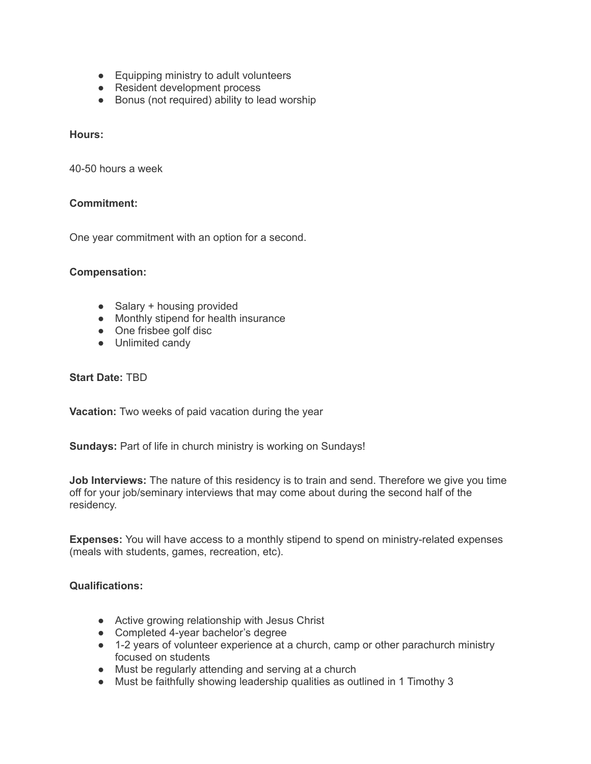- Equipping ministry to adult volunteers
- Resident development process
- Bonus (not required) ability to lead worship

**Hours:**

40-50 hours a week

**Commitment:**

One year commitment with an option for a second.

**Compensation:**

- Salary + housing provided
- Monthly stipend for health insurance
- One frisbee golf disc
- Unlimited candy

**Start Date:** TBD

**Vacation:** Two weeks of paid vacation during the year

**Sundays:** Part of life in church ministry is working on Sundays!

**Job Interviews:** The nature of this residency is to train and send. Therefore we give you time off for your job/seminary interviews that may come about during the second half of the residency.

**Expenses:** You will have access to a monthly stipend to spend on ministry-related expenses (meals with students, games, recreation, etc).

**Qualifications:**

- Active growing relationship with Jesus Christ
- Completed 4-year bachelor's degree
- 1-2 years of volunteer experience at a church, camp or other parachurch ministry focused on students
- Must be regularly attending and serving at a church
- Must be faithfully showing leadership qualities as outlined in 1 Timothy 3